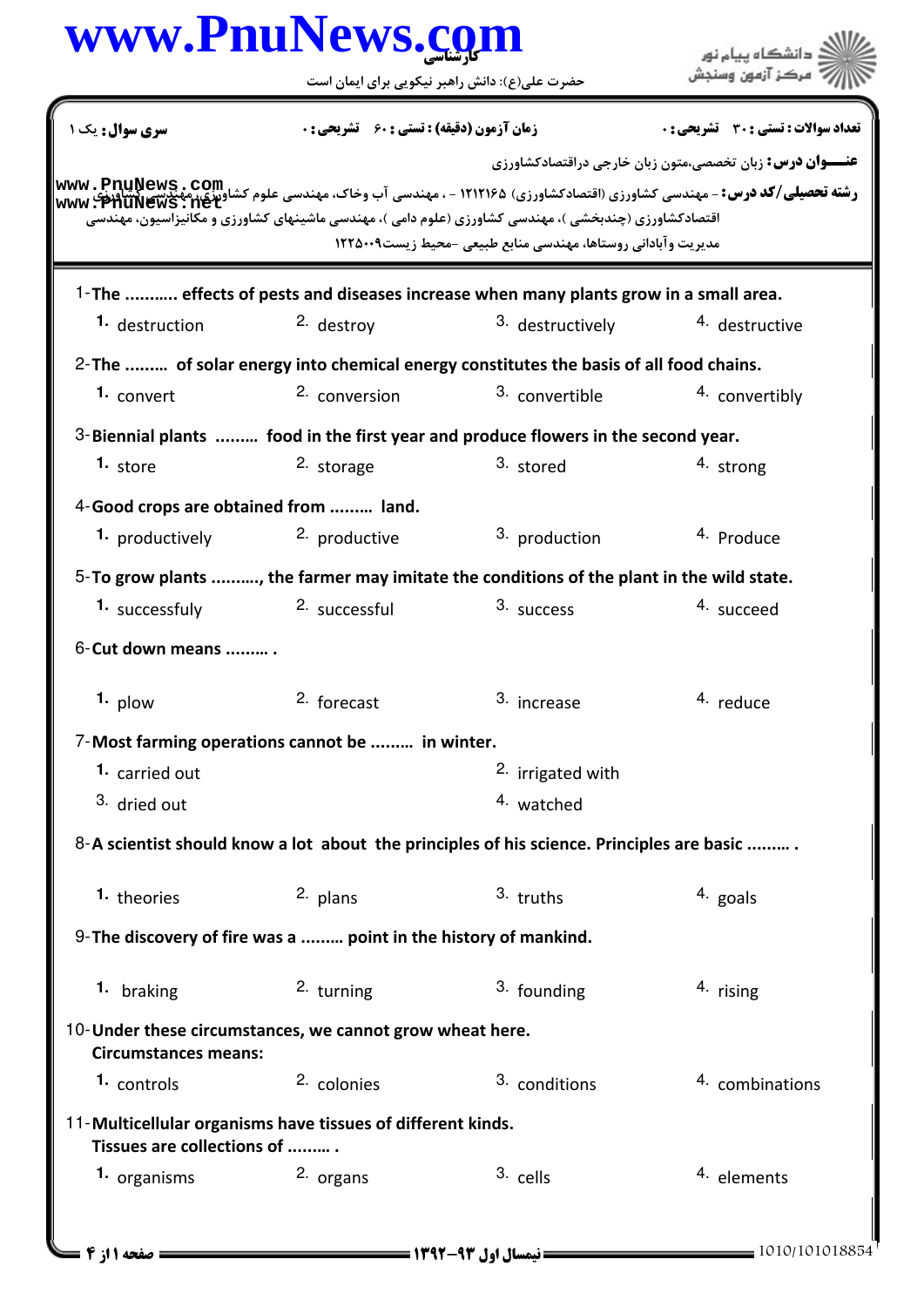**کارشناسی**

حضرت علی(ع): دانش راهبر نیکویی برای ایمان است

| سری سوال: یک ۱ | زمان آزمون (دقیقه) : تستی : ۶۰ تشریحی : ۰ | تعداد سوالات : تستی : ۳۰ تشریحی : ۰ |
|---|---|---|

**عنـــوان درس:** زبان تخصصی،متون زبان خارجی دراقتصادکشاورزی

**رشته تحصیلی/کد درس:** - مهندسی کشاورزی (اقتصادکشاورزی) ۱۲۱۲۱۶۵ - ، مهندسی آب وخاک، مهندسی علوم کشاورزی، مهندسی کشاورزی اقتصادکشاورزی (چندبخشی )، مهندسی کشاورزی (علوم دامی )، مهندسی ماشینهای کشاورزی و مکانیزاسیون، مهندسی مدیریت وآبادانی روستاها، مهندسی منابع طبیعی -محیط زیست۱۲۲۵۰۰۹

1-**The ........... effects of pests and diseases increase when many plants grow in a small area.**

1. destruction
2. destroy
3. destructively
4. destructive

2-**The ......... of solar energy into chemical energy constitutes the basis of all food chains.**

1. convert
2. conversion
3. convertible
4. convertibly

3-**Biennial plants ......... food in the first year and produce flowers in the second year.**

1. store
2. storage
3. stored
4. strong

4-**Good crops are obtained from ......... land.**

1. productively
2. productive
3. production
4. Produce

5-**To grow plants .........., the farmer may imitate the conditions of the plant in the wild state.**

1. successfully
2. successful
3. success
4. succeed

6-**Cut down means ......... .**

1. plow
2. forecast
3. increase
4. reduce

7-**Most farming operations cannot be ......... in winter.**

1. carried out
2. irrigated with
3. dried out
4. watched

8-**A scientist should know a lot about the principles of his science. Principles are basic ......... .**

1. theories
2. plans
3. truths
4. goals

9-**The discovery of fire was a ......... point in the history of mankind.**

1. braking
2. turning
3. founding
4. rising

10-**Under these circumstances, we cannot grow wheat here.**
**Circumstances means:**

1. controls
2. colonies
3. conditions
4. combinations

11-**Multicellular organisms have tissues of different kinds.**
**Tissues are collections of ......... .**

1. organisms
2. organs
3. cells
4. elements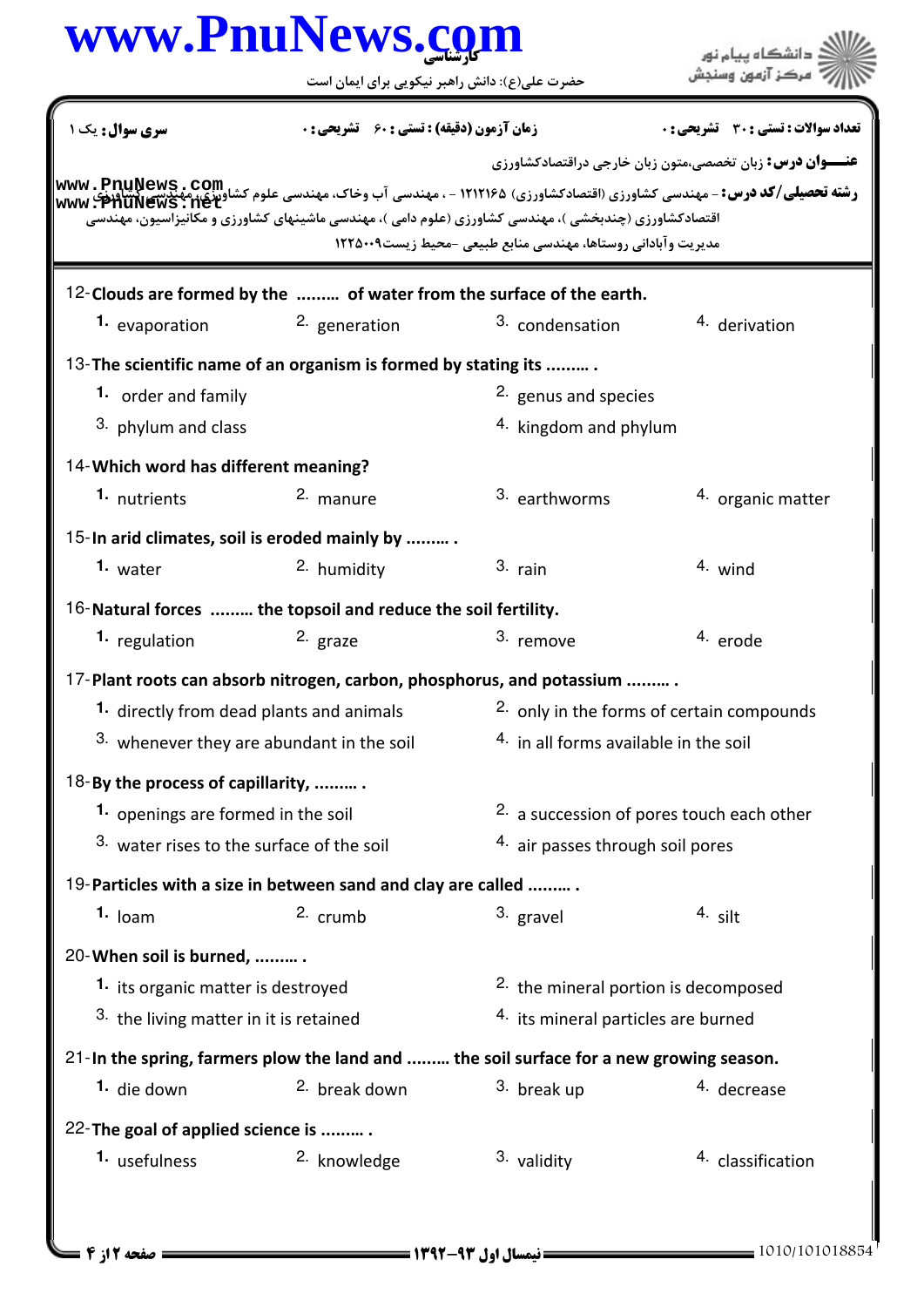کارشناسی

حضرت علی(ع): دانش راهبر نیکویی برای ایمان است

| سری سوال: یک ۱ | زمان آزمون (دقیقه) : تستی : ۶۰ تشریحی : ۰ | تعداد سوالات : تستی : ۳۰ تشریحی : ۰ |
|---|---|---|

**عنـــوان درس:** زبان تخصصی،متون زبان خارجی دراقتصادکشاورزی

**رشته تحصیلی/کد درس:** - مهندسی کشاورزی (اقتصادکشاورزی) ۱۲۱۲۱۶۵ - ، مهندسی آب وخاک، مهندسی علوم کشاورزی، مهندسی کشاورزی اقتصادکشاورزی (چندبخشی )، مهندسی کشاورزی (علوم دامی )، مهندسی ماشینهای کشاورزی و مکانیزاسیون، مهندسی مدیریت وآبادانی روستاها، مهندسی منابع طبیعی -محیط زیست۱۲۲۵۰۰۹

12-**Clouds are formed by the ......... of water from the surface of the earth.**

1. evaporation
2. generation
3. condensation
4. derivation

13-**The scientific name of an organism is formed by stating its ......... .**

1. order and family
2. genus and species
3. phylum and class
4. kingdom and phylum

14-**Which word has different meaning?**

1. nutrients
2. manure
3. earthworms
4. organic matter

15-**In arid climates, soil is eroded mainly by ......... .**

1. water
2. humidity
3. rain
4. wind

16-**Natural forces ......... the topsoil and reduce the soil fertility.**

1. regulation
2. graze
3. remove
4. erode

17-**Plant roots can absorb nitrogen, carbon, phosphorus, and potassium ......... .**

1. directly from dead plants and animals
2. only in the forms of certain compounds
3. whenever they are abundant in the soil
4. in all forms available in the soil

18-**By the process of capillarity, ......... .**

1. openings are formed in the soil
2. a succession of pores touch each other
3. water rises to the surface of the soil
4. air passes through soil pores

19-**Particles with a size in between sand and clay are called ......... .**

1. loam
2. crumb
3. gravel
4. silt

20-**When soil is burned, ......... .**

1. its organic matter is destroyed
2. the mineral portion is decomposed
3. the living matter in it is retained
4. its mineral particles are burned

21-**In the spring, farmers plow the land and ......... the soil surface for a new growing season.**

1. die down
2. break down
3. break up
4. decrease

22-**The goal of applied science is ......... .**

1. usefulness
2. knowledge
3. validity
4. classification

نیمسال اول ۹۳-۱۳۹۲

1010/101018854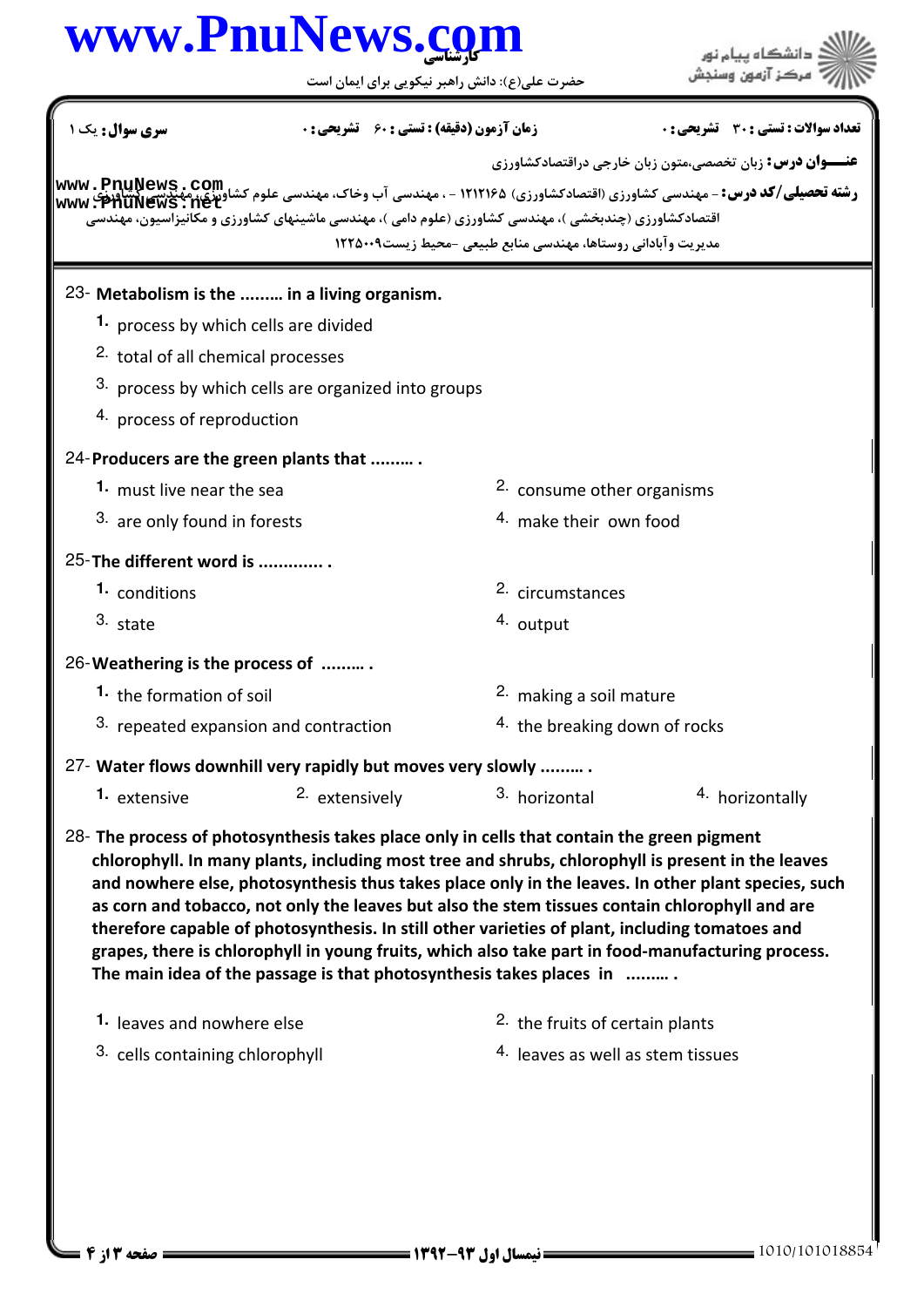**کارشناسی**

حضرت علی(ع): دانش راهبر نیکویی برای ایمان است

**سری سوال:** یک ۱ | **زمان آزمون (دقیقه) : تستی : ۶۰ تشریحی : ۰** | **تعداد سوالات : تستی : ۳۰ تشریحی : ۰**

**عنـــوان درس:** زبان تخصصی،متون زبان خارجی دراقتصادکشاورزی

**رشته تحصیلی/کد درس:** - مهندسی کشاورزی (اقتصادکشاورزی) ۱۲۱۲۱۶۵ - ، مهندسی آب وخاک، مهندسی علوم کشاورزی، مهندسی کشاورزی اقتصادکشاورزی (چندبخشی )، مهندسی کشاورزی (علوم دامی )، مهندسی ماشینهای کشاورزی و مکانیزاسیون، مهندسی مدیریت وآبادانی روستاها، مهندسی منابع طبیعی -محیط زیست۱۲۲۵۰۰۹

23- **Metabolism is the ……… in a living organism.**

1. process by which cells are divided
2. total of all chemical processes
3. process by which cells are organized into groups
4. process of reproduction

24- **Producers are the green plants that ……… .**

1. must live near the sea
2. consume other organisms
3. are only found in forests
4. make their own food

25- **The different word is ………… .**

1. conditions
2. circumstances
3. state
4. output

26- **Weathering is the process of ……… .**

1. the formation of soil
2. making a soil mature
3. repeated expansion and contraction
4. the breaking down of rocks

27- **Water flows downhill very rapidly but moves very slowly ……… .**

1. extensive
2. extensively
3. horizontal
4. horizontally

28- **The process of photosynthesis takes place only in cells that contain the green pigment chlorophyll. In many plants, including most tree and shrubs, chlorophyll is present in the leaves and nowhere else, photosynthesis thus takes place only in the leaves. In other plant species, such as corn and tobacco, not only the leaves but also the stem tissues contain chlorophyll and are therefore capable of photosynthesis. In still other varieties of plant, including tomatoes and grapes, there is chlorophyll in young fruits, which also take part in food-manufacturing process. The main idea of the passage is that photosynthesis takes places in ……… .**

1. leaves and nowhere else
2. the fruits of certain plants
3. cells containing chlorophyll
4. leaves as well as stem tissues

**نیمسال اول ۹۳-۱۳۹۲**

1010/101018854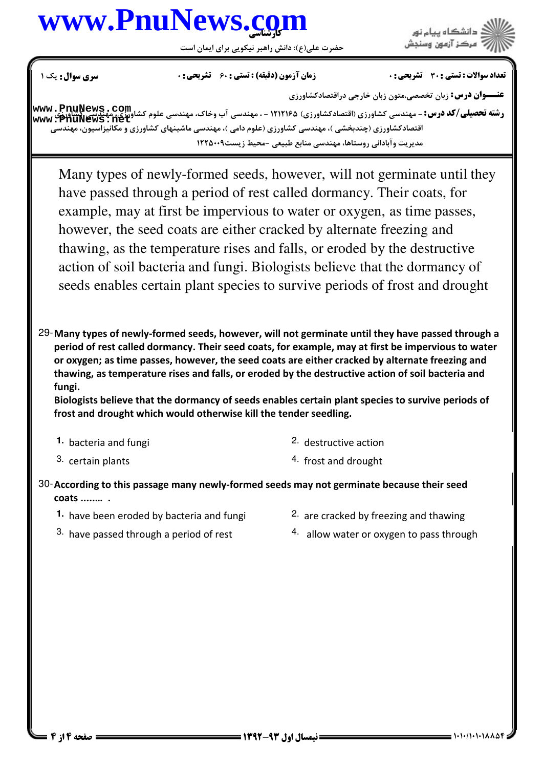Many types of newly-formed seeds, however, will not germinate until they have passed through a period of rest called dormancy. Their coats, for example, may at first be impervious to water or oxygen, as time passes, however, the seed coats are either cracked by alternate freezing and thawing, as the temperature rises and falls, or eroded by the destructive action of soil bacteria and fungi. Biologists believe that the dormancy of seeds enables certain plant species to survive periods of frost and drought

29- **Many types of newly-formed seeds, however, will not germinate until they have passed through a period of rest called dormancy. Their seed coats, for example, may at first be impervious to water or oxygen; as time passes, however, the seed coats are either cracked by alternate freezing and thawing, as temperature rises and falls, or eroded by the destructive action of soil bacteria and fungi.**
**Biologists believe that the dormancy of seeds enables certain plant species to survive periods of frost and drought which would otherwise kill the tender seedling.**

1. bacteria and fungi
2. destructive action
3. certain plants
4. frost and drought

30- **According to this passage many newly-formed seeds may not germinate because their seed coats ........ .**

1. have been eroded by bacteria and fungi
2. are cracked by freezing and thawing
3. have passed through a period of rest
4. allow water or oxygen to pass through